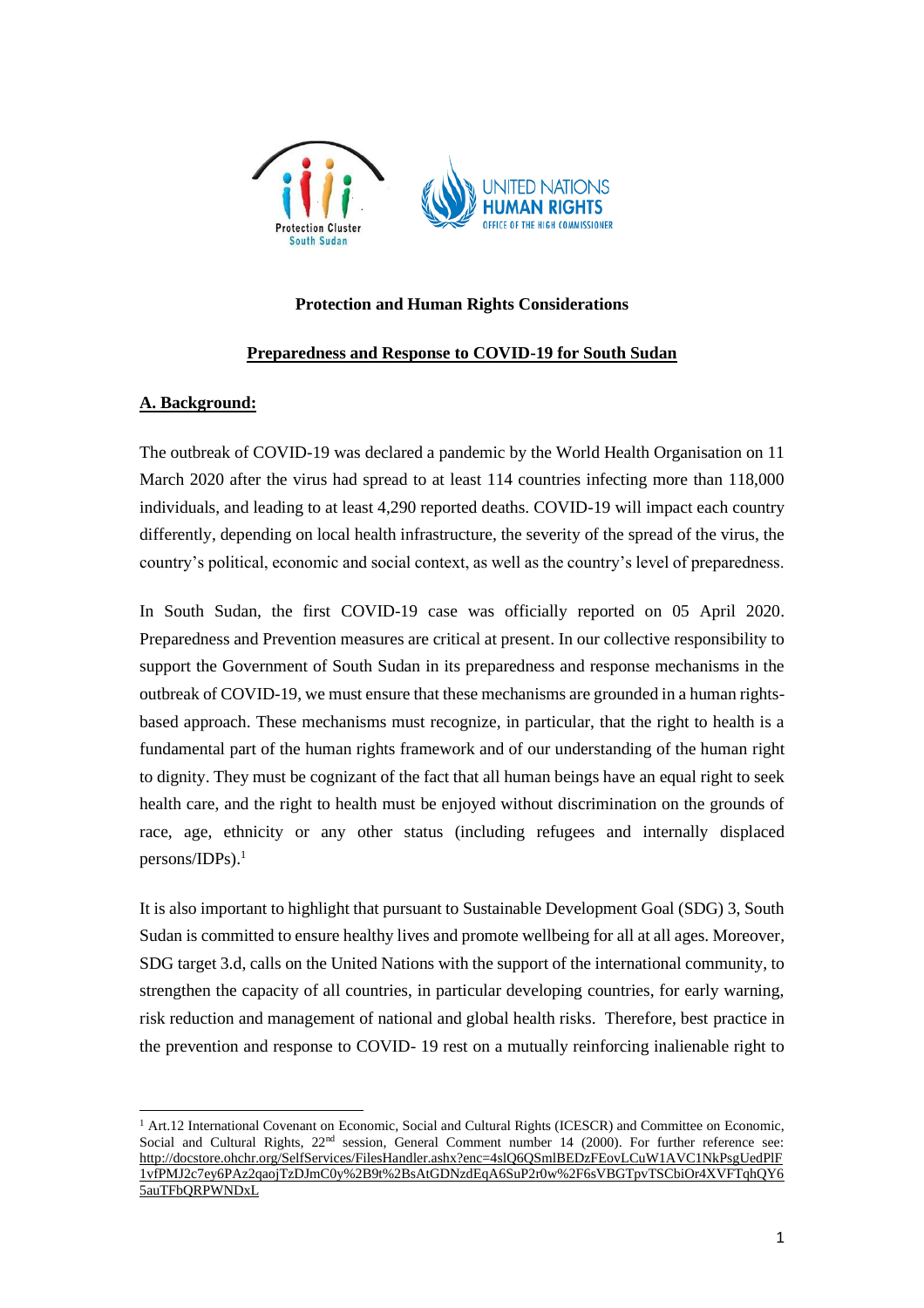**Protection and Human Rights Considerations**

**Preparedness and Response to COVID-19 for South Sudan**

## A. Background:

The outbreak of COVID-19 was declared a pandemic by the World Health Organisation on 11 March 2020 after the virus had spread to at least 114 countries infecting more than 118,000 individuals, and leading to at least 4,290 reported deaths. COVID-19 will impact each country differently, depending on local health infrastructure, the severity of the spread of the virus, the country's political, economic and social context, as well as the country's level of preparedness.

In South Sudan, the first COVID-19 case was officially reported on 05 April 2020. Preparedness and Prevention measures are critical at present. In our collective responsibility to support the Government of South Sudan in its preparedness and response mechanisms in the outbreak of COVID-19, we must ensure that these mechanisms are grounded in a human rights-based approach. These mechanisms must recognize, in particular, that the right to health is a fundamental part of the human rights framework and of our understanding of the human right to dignity. They must be cognizant of the fact that all human beings have an equal right to seek health care, and the right to health must be enjoyed without discrimination on the grounds of race, age, ethnicity or any other status (including refugees and internally displaced persons/IDPs).[1]

It is also important to highlight that pursuant to Sustainable Development Goal (SDG) 3, South Sudan is committed to ensure healthy lives and promote wellbeing for all at all ages. Moreover, SDG target 3.d, calls on the United Nations with the support of the international community, to strengthen the capacity of all countries, in particular developing countries, for early warning, risk reduction and management of national and global health risks. Therefore, best practice in the prevention and response to COVID- 19 rest on a mutually reinforcing inalienable right to

---

[1] Art.12 International Covenant on Economic, Social and Cultural Rights (ICESCR) and Committee on Economic, Social and Cultural Rights, 22nd session, General Comment number 14 (2000). For further reference see: http://docstore.ohchr.org/SelfServices/FilesHandler.ashx?enc=4slQ6QSmlBEDzFEovLCuW1AVC1NkPsgUedPlF1vfPMJ2c7ey6PAz2qaojTzDJmC0y%2B9t%2BsAtGDNzdEqA6SuP2r0w%2F6sVBGTpvTSCbiOr4XVFTqhQY65auTFbQRPWNDxL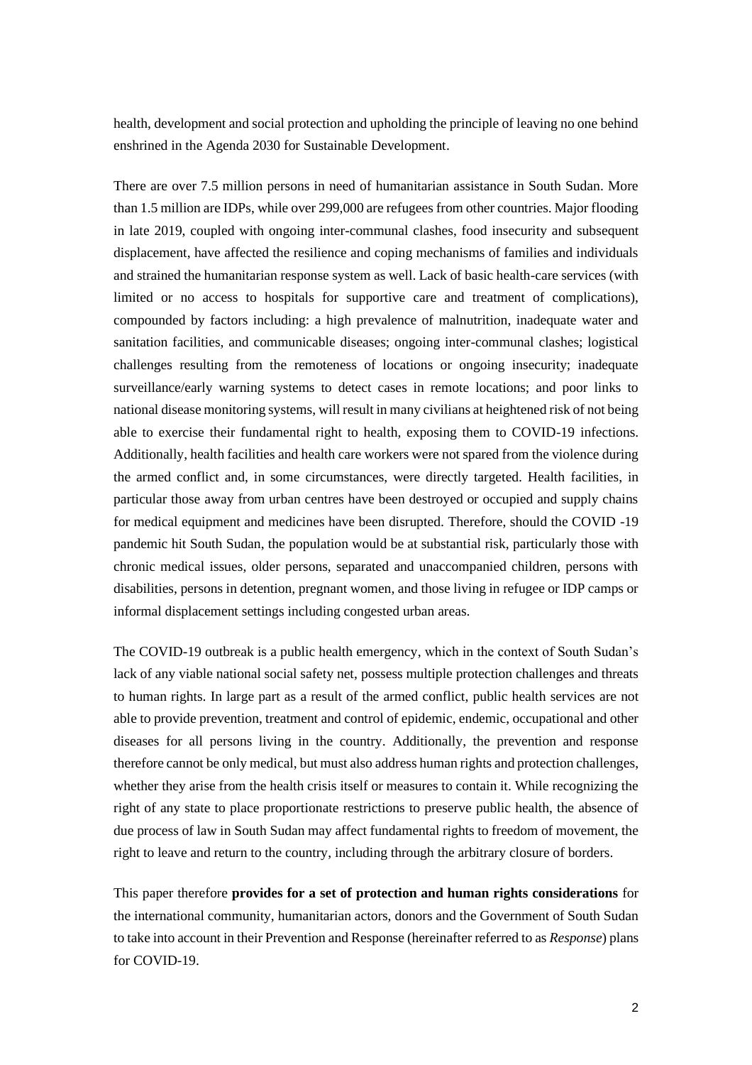health, development and social protection and upholding the principle of leaving no one behind enshrined in the Agenda 2030 for Sustainable Development.

There are over 7.5 million persons in need of humanitarian assistance in South Sudan. More than 1.5 million are IDPs, while over 299,000 are refugees from other countries. Major flooding in late 2019, coupled with ongoing inter-communal clashes, food insecurity and subsequent displacement, have affected the resilience and coping mechanisms of families and individuals and strained the humanitarian response system as well. Lack of basic health-care services (with limited or no access to hospitals for supportive care and treatment of complications), compounded by factors including: a high prevalence of malnutrition, inadequate water and sanitation facilities, and communicable diseases; ongoing inter-communal clashes; logistical challenges resulting from the remoteness of locations or ongoing insecurity; inadequate surveillance/early warning systems to detect cases in remote locations; and poor links to national disease monitoring systems, will result in many civilians at heightened risk of not being able to exercise their fundamental right to health, exposing them to COVID-19 infections. Additionally, health facilities and health care workers were not spared from the violence during the armed conflict and, in some circumstances, were directly targeted. Health facilities, in particular those away from urban centres have been destroyed or occupied and supply chains for medical equipment and medicines have been disrupted. Therefore, should the COVID -19 pandemic hit South Sudan, the population would be at substantial risk, particularly those with chronic medical issues, older persons, separated and unaccompanied children, persons with disabilities, persons in detention, pregnant women, and those living in refugee or IDP camps or informal displacement settings including congested urban areas.

The COVID-19 outbreak is a public health emergency, which in the context of South Sudan's lack of any viable national social safety net, possess multiple protection challenges and threats to human rights. In large part as a result of the armed conflict, public health services are not able to provide prevention, treatment and control of epidemic, endemic, occupational and other diseases for all persons living in the country. Additionally, the prevention and response therefore cannot be only medical, but must also address human rights and protection challenges, whether they arise from the health crisis itself or measures to contain it. While recognizing the right of any state to place proportionate restrictions to preserve public health, the absence of due process of law in South Sudan may affect fundamental rights to freedom of movement, the right to leave and return to the country, including through the arbitrary closure of borders.

This paper therefore **provides for a set of protection and human rights considerations** for the international community, humanitarian actors, donors and the Government of South Sudan to take into account in their Prevention and Response (hereinafter referred to as *Response*) plans for COVID-19.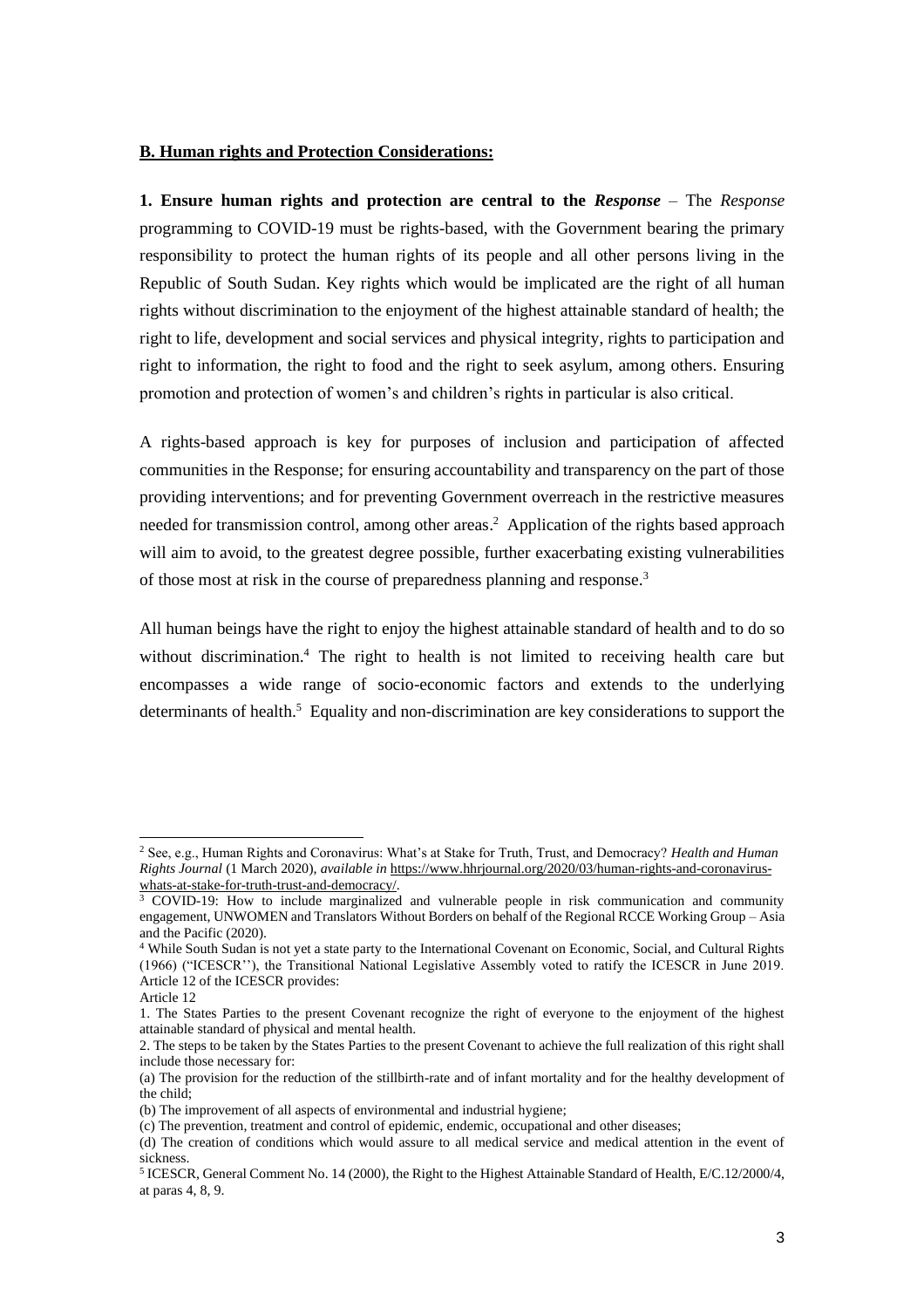**B. Human rights and Protection Considerations:**

**1. Ensure human rights and protection are central to the *Response*** – The *Response* programming to COVID-19 must be rights-based, with the Government bearing the primary responsibility to protect the human rights of its people and all other persons living in the Republic of South Sudan. Key rights which would be implicated are the right of all human rights without discrimination to the enjoyment of the highest attainable standard of health; the right to life, development and social services and physical integrity, rights to participation and right to information, the right to food and the right to seek asylum, among others. Ensuring promotion and protection of women's and children's rights in particular is also critical.

A rights-based approach is key for purposes of inclusion and participation of affected communities in the Response; for ensuring accountability and transparency on the part of those providing interventions; and for preventing Government overreach in the restrictive measures needed for transmission control, among other areas.[2] Application of the rights based approach will aim to avoid, to the greatest degree possible, further exacerbating existing vulnerabilities of those most at risk in the course of preparedness planning and response.[3]

All human beings have the right to enjoy the highest attainable standard of health and to do so without discrimination.[4] The right to health is not limited to receiving health care but encompasses a wide range of socio-economic factors and extends to the underlying determinants of health.[5] Equality and non-discrimination are key considerations to support the

---

[2] See, e.g., Human Rights and Coronavirus: What's at Stake for Truth, Trust, and Democracy? *Health and Human Rights Journal* (1 March 2020), *available in* https://www.hhrjournal.org/2020/03/human-rights-and-coronavirus-whats-at-stake-for-truth-trust-and-democracy/.

[3] COVID-19: How to include marginalized and vulnerable people in risk communication and community engagement, UNWOMEN and Translators Without Borders on behalf of the Regional RCCE Working Group – Asia and the Pacific (2020).

[4] While South Sudan is not yet a state party to the International Covenant on Economic, Social, and Cultural Rights (1966) ("ICESCR''), the Transitional National Legislative Assembly voted to ratify the ICESCR in June 2019. Article 12 of the ICESCR provides:

Article 12

1. The States Parties to the present Covenant recognize the right of everyone to the enjoyment of the highest attainable standard of physical and mental health.

2. The steps to be taken by the States Parties to the present Covenant to achieve the full realization of this right shall include those necessary for:

(a) The provision for the reduction of the stillbirth-rate and of infant mortality and for the healthy development of the child;

(b) The improvement of all aspects of environmental and industrial hygiene;

(c) The prevention, treatment and control of epidemic, endemic, occupational and other diseases;

(d) The creation of conditions which would assure to all medical service and medical attention in the event of sickness.

[5] ICESCR, General Comment No. 14 (2000), the Right to the Highest Attainable Standard of Health, E/C.12/2000/4, at paras 4, 8, 9.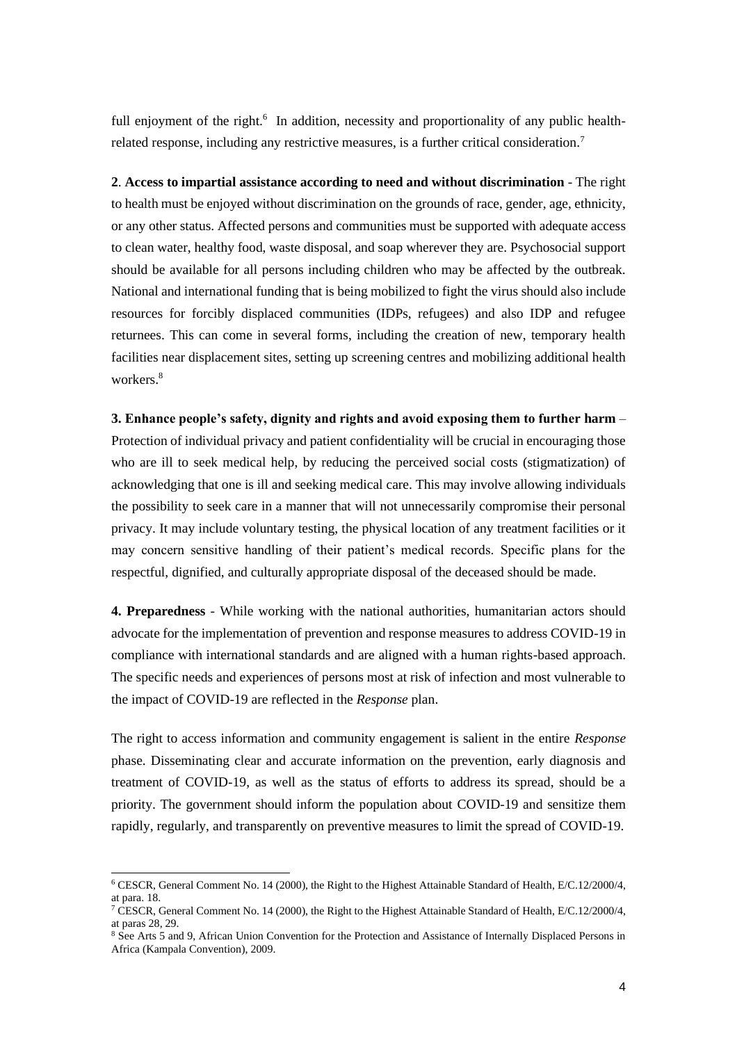full enjoyment of the right.[6] In addition, necessity and proportionality of any public health-related response, including any restrictive measures, is a further critical consideration.[7]

**2**. **Access to impartial assistance according to need and without discrimination** - The right to health must be enjoyed without discrimination on the grounds of race, gender, age, ethnicity, or any other status. Affected persons and communities must be supported with adequate access to clean water, healthy food, waste disposal, and soap wherever they are. Psychosocial support should be available for all persons including children who may be affected by the outbreak. National and international funding that is being mobilized to fight the virus should also include resources for forcibly displaced communities (IDPs, refugees) and also IDP and refugee returnees. This can come in several forms, including the creation of new, temporary health facilities near displacement sites, setting up screening centres and mobilizing additional health workers.[8]

**3. Enhance people's safety, dignity and rights and avoid exposing them to further harm** – Protection of individual privacy and patient confidentiality will be crucial in encouraging those who are ill to seek medical help, by reducing the perceived social costs (stigmatization) of acknowledging that one is ill and seeking medical care. This may involve allowing individuals the possibility to seek care in a manner that will not unnecessarily compromise their personal privacy. It may include voluntary testing, the physical location of any treatment facilities or it may concern sensitive handling of their patient's medical records. Specific plans for the respectful, dignified, and culturally appropriate disposal of the deceased should be made.

**4. Preparedness** - While working with the national authorities, humanitarian actors should advocate for the implementation of prevention and response measures to address COVID-19 in compliance with international standards and are aligned with a human rights-based approach. The specific needs and experiences of persons most at risk of infection and most vulnerable to the impact of COVID-19 are reflected in the *Response* plan.

The right to access information and community engagement is salient in the entire *Response* phase. Disseminating clear and accurate information on the prevention, early diagnosis and treatment of COVID-19, as well as the status of efforts to address its spread, should be a priority. The government should inform the population about COVID-19 and sensitize them rapidly, regularly, and transparently on preventive measures to limit the spread of COVID-19.

---

[6] CESCR, General Comment No. 14 (2000), the Right to the Highest Attainable Standard of Health, E/C.12/2000/4, at para. 18.

[7] CESCR, General Comment No. 14 (2000), the Right to the Highest Attainable Standard of Health, E/C.12/2000/4, at paras 28, 29.

[8] See Arts 5 and 9, African Union Convention for the Protection and Assistance of Internally Displaced Persons in Africa (Kampala Convention), 2009.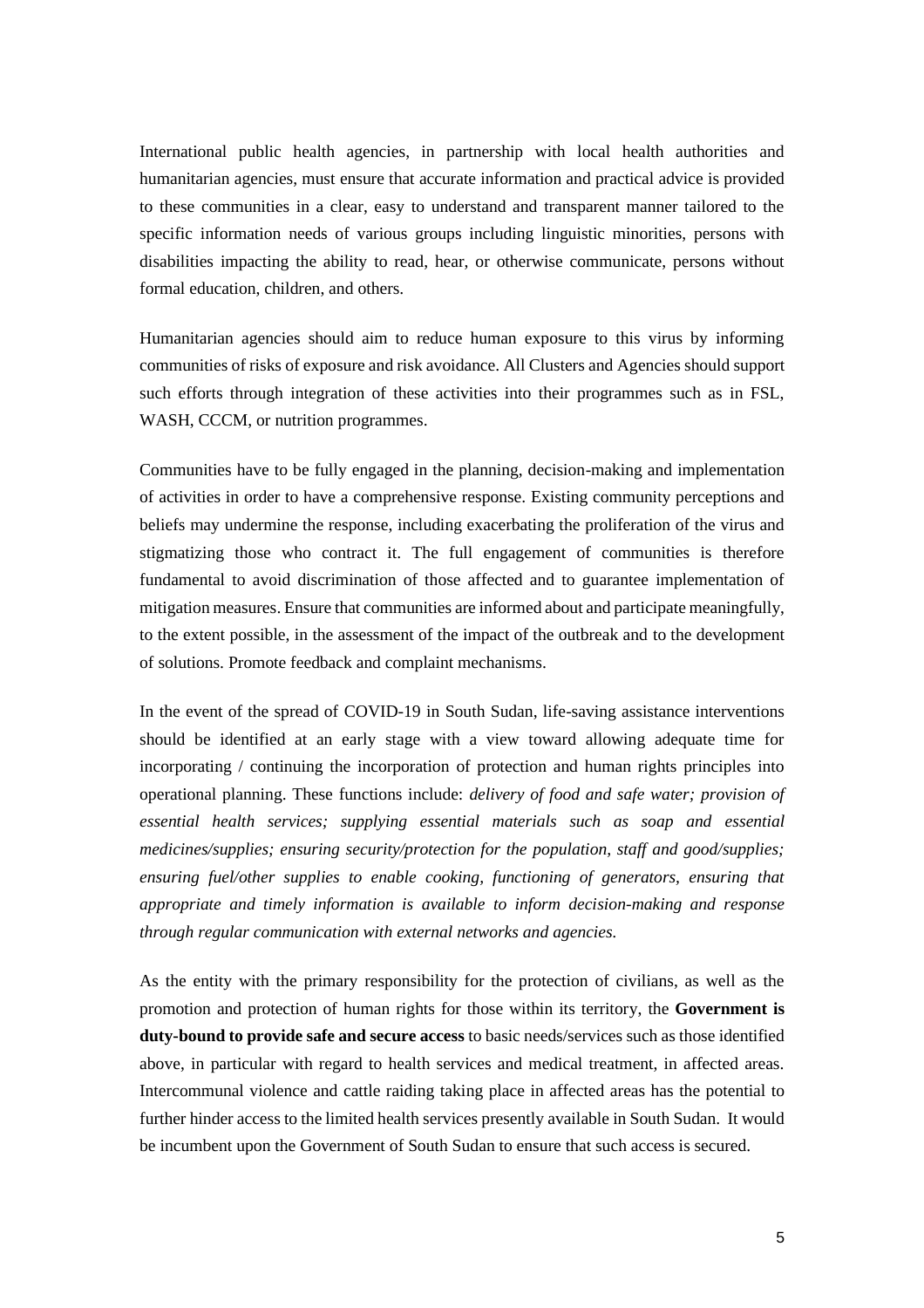International public health agencies, in partnership with local health authorities and humanitarian agencies, must ensure that accurate information and practical advice is provided to these communities in a clear, easy to understand and transparent manner tailored to the specific information needs of various groups including linguistic minorities, persons with disabilities impacting the ability to read, hear, or otherwise communicate, persons without formal education, children, and others.

Humanitarian agencies should aim to reduce human exposure to this virus by informing communities of risks of exposure and risk avoidance. All Clusters and Agencies should support such efforts through integration of these activities into their programmes such as in FSL, WASH, CCCM, or nutrition programmes.

Communities have to be fully engaged in the planning, decision-making and implementation of activities in order to have a comprehensive response. Existing community perceptions and beliefs may undermine the response, including exacerbating the proliferation of the virus and stigmatizing those who contract it. The full engagement of communities is therefore fundamental to avoid discrimination of those affected and to guarantee implementation of mitigation measures. Ensure that communities are informed about and participate meaningfully, to the extent possible, in the assessment of the impact of the outbreak and to the development of solutions. Promote feedback and complaint mechanisms.

In the event of the spread of COVID-19 in South Sudan, life-saving assistance interventions should be identified at an early stage with a view toward allowing adequate time for incorporating / continuing the incorporation of protection and human rights principles into operational planning. These functions include: *delivery of food and safe water; provision of essential health services; supplying essential materials such as soap and essential medicines/supplies; ensuring security/protection for the population, staff and good/supplies; ensuring fuel/other supplies to enable cooking, functioning of generators, ensuring that appropriate and timely information is available to inform decision-making and response through regular communication with external networks and agencies.*

As the entity with the primary responsibility for the protection of civilians, as well as the promotion and protection of human rights for those within its territory, the **Government is duty-bound to provide safe and secure access** to basic needs/services such as those identified above, in particular with regard to health services and medical treatment, in affected areas. Intercommunal violence and cattle raiding taking place in affected areas has the potential to further hinder access to the limited health services presently available in South Sudan. It would be incumbent upon the Government of South Sudan to ensure that such access is secured.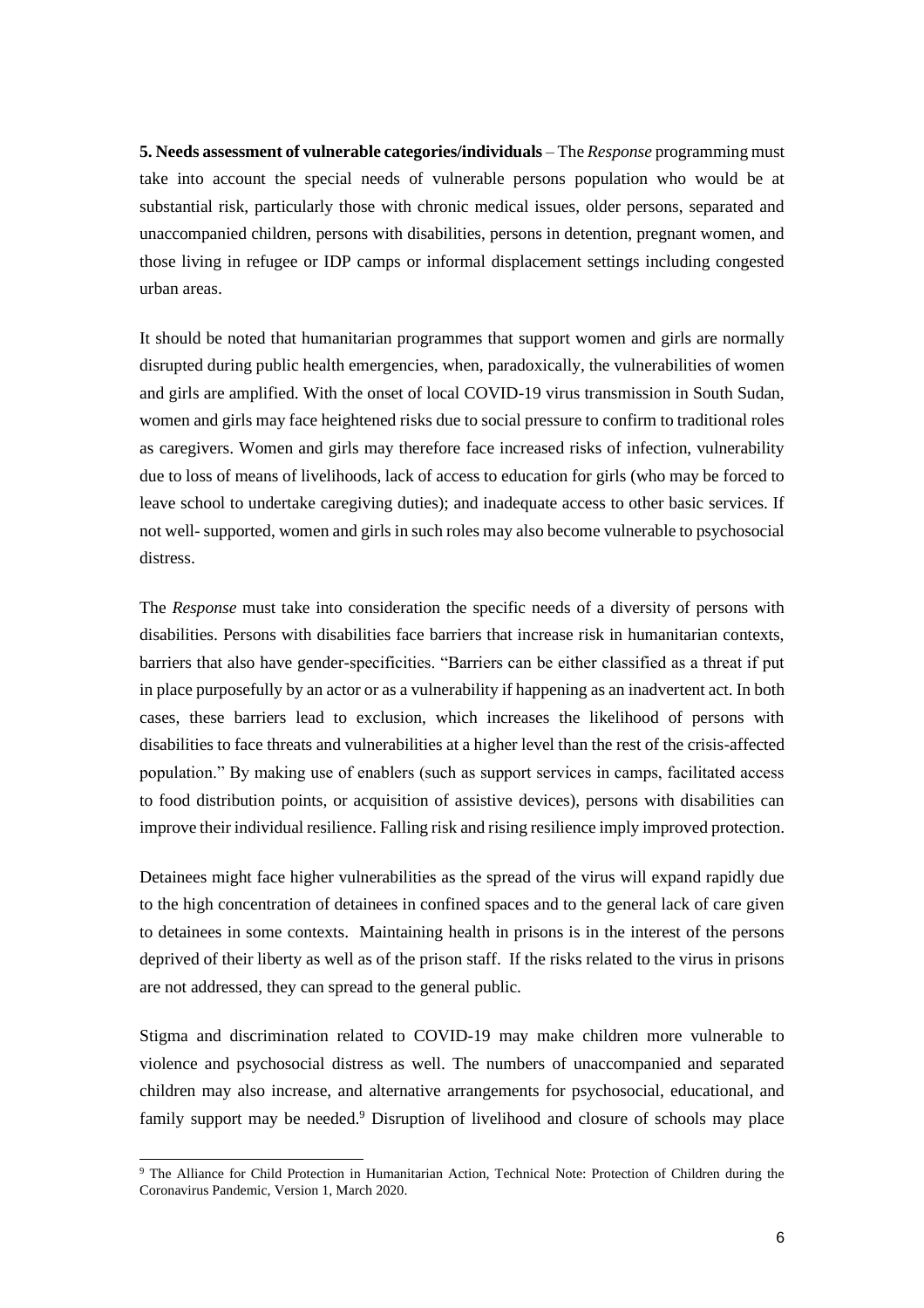**5. Needs assessment of vulnerable categories/individuals** – The *Response* programming must take into account the special needs of vulnerable persons population who would be at substantial risk, particularly those with chronic medical issues, older persons, separated and unaccompanied children, persons with disabilities, persons in detention, pregnant women, and those living in refugee or IDP camps or informal displacement settings including congested urban areas.

It should be noted that humanitarian programmes that support women and girls are normally disrupted during public health emergencies, when, paradoxically, the vulnerabilities of women and girls are amplified. With the onset of local COVID-19 virus transmission in South Sudan, women and girls may face heightened risks due to social pressure to confirm to traditional roles as caregivers. Women and girls may therefore face increased risks of infection, vulnerability due to loss of means of livelihoods, lack of access to education for girls (who may be forced to leave school to undertake caregiving duties); and inadequate access to other basic services. If not well- supported, women and girls in such roles may also become vulnerable to psychosocial distress.

The *Response* must take into consideration the specific needs of a diversity of persons with disabilities. Persons with disabilities face barriers that increase risk in humanitarian contexts, barriers that also have gender-specificities. "Barriers can be either classified as a threat if put in place purposefully by an actor or as a vulnerability if happening as an inadvertent act. In both cases, these barriers lead to exclusion, which increases the likelihood of persons with disabilities to face threats and vulnerabilities at a higher level than the rest of the crisis-affected population." By making use of enablers (such as support services in camps, facilitated access to food distribution points, or acquisition of assistive devices), persons with disabilities can improve their individual resilience. Falling risk and rising resilience imply improved protection.

Detainees might face higher vulnerabilities as the spread of the virus will expand rapidly due to the high concentration of detainees in confined spaces and to the general lack of care given to detainees in some contexts. Maintaining health in prisons is in the interest of the persons deprived of their liberty as well as of the prison staff. If the risks related to the virus in prisons are not addressed, they can spread to the general public.

Stigma and discrimination related to COVID-19 may make children more vulnerable to violence and psychosocial distress as well. The numbers of unaccompanied and separated children may also increase, and alternative arrangements for psychosocial, educational, and family support may be needed.[9] Disruption of livelihood and closure of schools may place

---

[9] The Alliance for Child Protection in Humanitarian Action, Technical Note: Protection of Children during the Coronavirus Pandemic, Version 1, March 2020.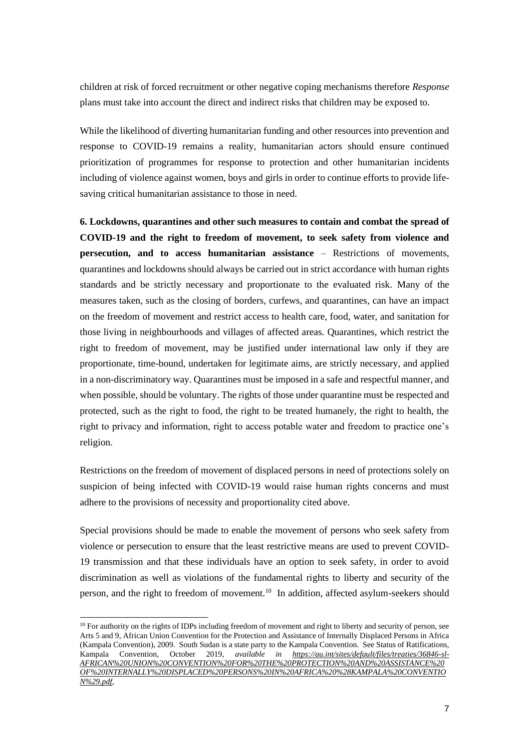children at risk of forced recruitment or other negative coping mechanisms therefore *Response* plans must take into account the direct and indirect risks that children may be exposed to.

While the likelihood of diverting humanitarian funding and other resources into prevention and response to COVID-19 remains a reality, humanitarian actors should ensure continued prioritization of programmes for response to protection and other humanitarian incidents including of violence against women, boys and girls in order to continue efforts to provide life-saving critical humanitarian assistance to those in need.

**6. Lockdowns, quarantines and other such measures to contain and combat the spread of COVID-19 and the right to freedom of movement, to seek safety from violence and persecution, and to access humanitarian assistance** – Restrictions of movements, quarantines and lockdowns should always be carried out in strict accordance with human rights standards and be strictly necessary and proportionate to the evaluated risk. Many of the measures taken, such as the closing of borders, curfews, and quarantines, can have an impact on the freedom of movement and restrict access to health care, food, water, and sanitation for those living in neighbourhoods and villages of affected areas. Quarantines, which restrict the right to freedom of movement, may be justified under international law only if they are proportionate, time-bound, undertaken for legitimate aims, are strictly necessary, and applied in a non-discriminatory way. Quarantines must be imposed in a safe and respectful manner, and when possible, should be voluntary. The rights of those under quarantine must be respected and protected, such as the right to food, the right to be treated humanely, the right to health, the right to privacy and information, right to access potable water and freedom to practice one's religion.

Restrictions on the freedom of movement of displaced persons in need of protections solely on suspicion of being infected with COVID-19 would raise human rights concerns and must adhere to the provisions of necessity and proportionality cited above.

Special provisions should be made to enable the movement of persons who seek safety from violence or persecution to ensure that the least restrictive means are used to prevent COVID-19 transmission and that these individuals have an option to seek safety, in order to avoid discrimination as well as violations of the fundamental rights to liberty and security of the person, and the right to freedom of movement.[10] In addition, affected asylum-seekers should

---

[10] For authority on the rights of IDPs including freedom of movement and right to liberty and security of person, see Arts 5 and 9, African Union Convention for the Protection and Assistance of Internally Displaced Persons in Africa (Kampala Convention), 2009. South Sudan is a state party to the Kampala Convention. See Status of Ratifications, Kampala Convention, October 2019, *available in https://au.int/sites/default/files/treaties/36846-sl-AFRICAN%20UNION%20CONVENTION%20FOR%20THE%20PROTECTION%20AND%20ASSISTANCE%20OF%20INTERNALLY%20DISPLACED%20PERSONS%20IN%20AFRICA%20%28KAMPALA%20CONVENTION%29.pdf*,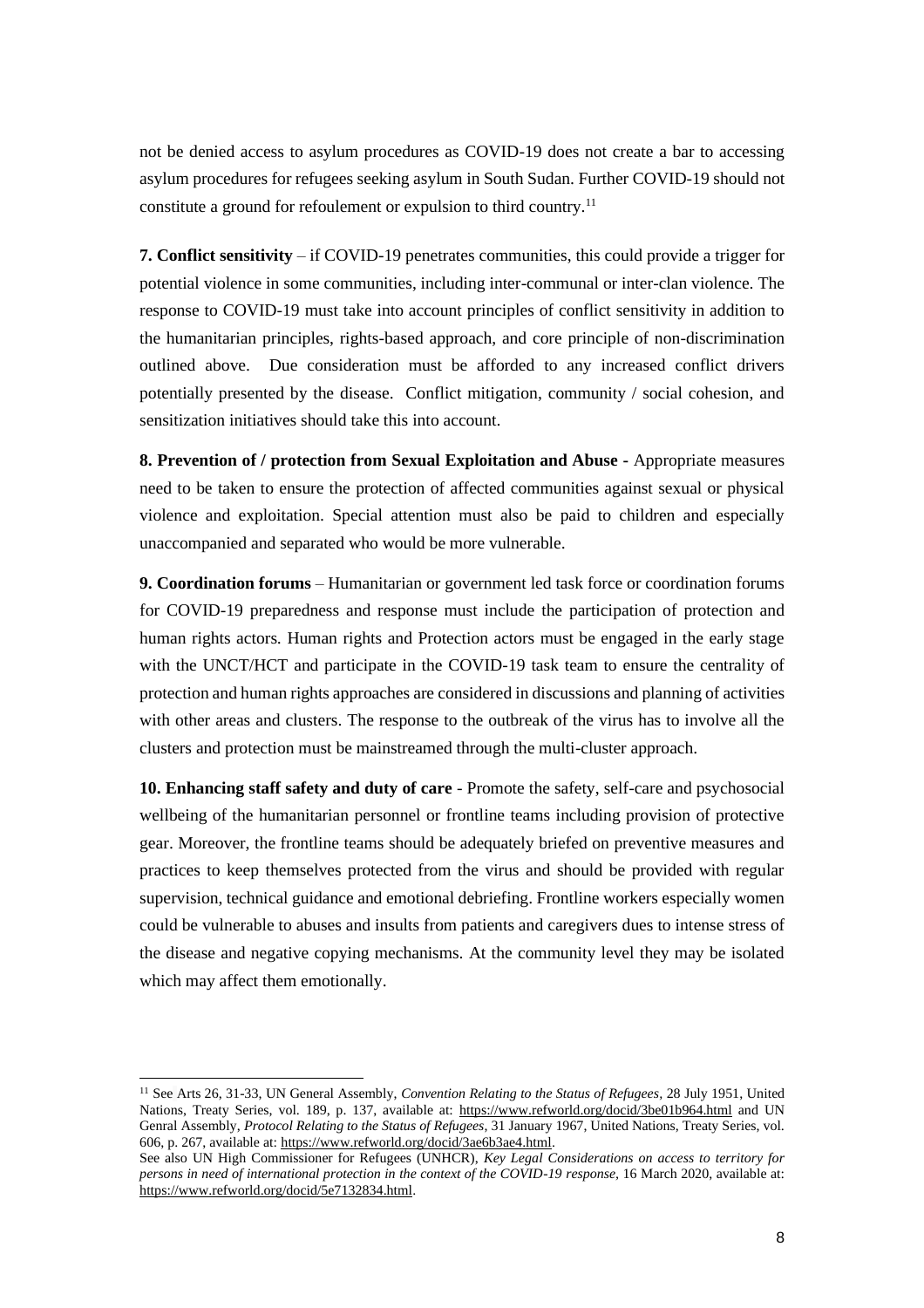not be denied access to asylum procedures as COVID-19 does not create a bar to accessing asylum procedures for refugees seeking asylum in South Sudan. Further COVID-19 should not constitute a ground for refoulement or expulsion to third country.[11]

**7. Conflict sensitivity** – if COVID-19 penetrates communities, this could provide a trigger for potential violence in some communities, including inter-communal or inter-clan violence. The response to COVID-19 must take into account principles of conflict sensitivity in addition to the humanitarian principles, rights-based approach, and core principle of non-discrimination outlined above. Due consideration must be afforded to any increased conflict drivers potentially presented by the disease. Conflict mitigation, community / social cohesion, and sensitization initiatives should take this into account.

**8. Prevention of / protection from Sexual Exploitation and Abuse -** Appropriate measures need to be taken to ensure the protection of affected communities against sexual or physical violence and exploitation. Special attention must also be paid to children and especially unaccompanied and separated who would be more vulnerable.

**9. Coordination forums** – Humanitarian or government led task force or coordination forums for COVID-19 preparedness and response must include the participation of protection and human rights actors. Human rights and Protection actors must be engaged in the early stage with the UNCT/HCT and participate in the COVID-19 task team to ensure the centrality of protection and human rights approaches are considered in discussions and planning of activities with other areas and clusters. The response to the outbreak of the virus has to involve all the clusters and protection must be mainstreamed through the multi-cluster approach.

**10. Enhancing staff safety and duty of care** - Promote the safety, self-care and psychosocial wellbeing of the humanitarian personnel or frontline teams including provision of protective gear. Moreover, the frontline teams should be adequately briefed on preventive measures and practices to keep themselves protected from the virus and should be provided with regular supervision, technical guidance and emotional debriefing. Frontline workers especially women could be vulnerable to abuses and insults from patients and caregivers dues to intense stress of the disease and negative copying mechanisms. At the community level they may be isolated which may affect them emotionally.

---

[11] See Arts 26, 31-33, UN General Assembly, *Convention Relating to the Status of Refugees*, 28 July 1951, United Nations, Treaty Series, vol. 189, p. 137, available at: https://www.refworld.org/docid/3be01b964.html and UN Genral Assembly, *Protocol Relating to the Status of Refugees*, 31 January 1967, United Nations, Treaty Series, vol. 606, p. 267, available at: https://www.refworld.org/docid/3ae6b3ae4.html.
See also UN High Commissioner for Refugees (UNHCR), *Key Legal Considerations on access to territory for persons in need of international protection in the context of the COVID-19 response*, 16 March 2020, available at: https://www.refworld.org/docid/5e7132834.html.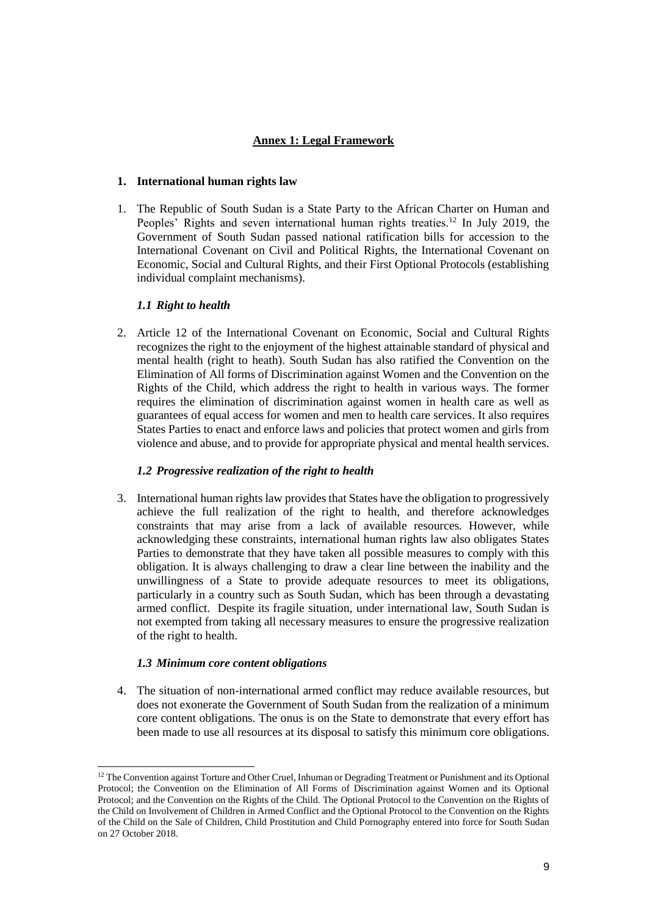## Annex 1: Legal Framework

### 1. International human rights law

1. The Republic of South Sudan is a State Party to the African Charter on Human and Peoples' Rights and seven international human rights treaties.[12] In July 2019, the Government of South Sudan passed national ratification bills for accession to the International Covenant on Civil and Political Rights, the International Covenant on Economic, Social and Cultural Rights, and their First Optional Protocols (establishing individual complaint mechanisms).

#### *1.1 Right to health*

2. Article 12 of the International Covenant on Economic, Social and Cultural Rights recognizes the right to the enjoyment of the highest attainable standard of physical and mental health (right to heath). South Sudan has also ratified the Convention on the Elimination of All forms of Discrimination against Women and the Convention on the Rights of the Child, which address the right to health in various ways. The former requires the elimination of discrimination against women in health care as well as guarantees of equal access for women and men to health care services. It also requires States Parties to enact and enforce laws and policies that protect women and girls from violence and abuse, and to provide for appropriate physical and mental health services.

#### *1.2 Progressive realization of the right to health*

3. International human rights law provides that States have the obligation to progressively achieve the full realization of the right to health, and therefore acknowledges constraints that may arise from a lack of available resources. However, while acknowledging these constraints, international human rights law also obligates States Parties to demonstrate that they have taken all possible measures to comply with this obligation. It is always challenging to draw a clear line between the inability and the unwillingness of a State to provide adequate resources to meet its obligations, particularly in a country such as South Sudan, which has been through a devastating armed conflict. Despite its fragile situation, under international law, South Sudan is not exempted from taking all necessary measures to ensure the progressive realization of the right to health.

#### *1.3 Minimum core content obligations*

4. The situation of non-international armed conflict may reduce available resources, but does not exonerate the Government of South Sudan from the realization of a minimum core content obligations. The onus is on the State to demonstrate that every effort has been made to use all resources at its disposal to satisfy this minimum core obligations.

---

[12] The Convention against Torture and Other Cruel, Inhuman or Degrading Treatment or Punishment and its Optional Protocol; the Convention on the Elimination of All Forms of Discrimination against Women and its Optional Protocol; and the Convention on the Rights of the Child. The Optional Protocol to the Convention on the Rights of the Child on Involvement of Children in Armed Conflict and the Optional Protocol to the Convention on the Rights of the Child on the Sale of Children, Child Prostitution and Child Pornography entered into force for South Sudan on 27 October 2018.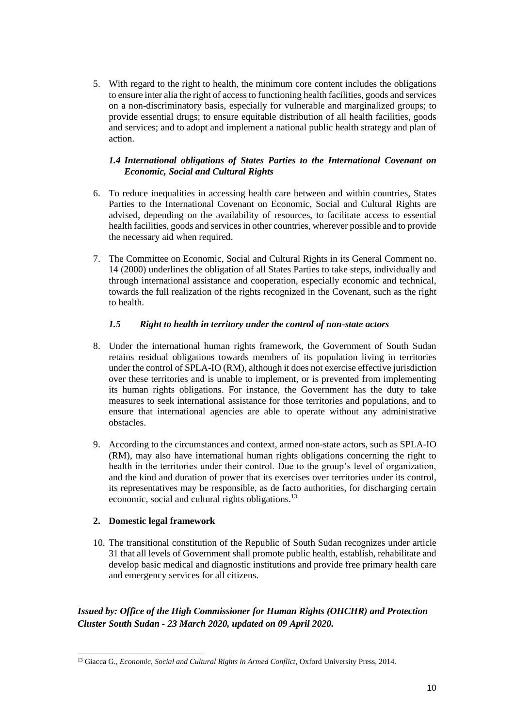5. With regard to the right to health, the minimum core content includes the obligations to ensure inter alia the right of access to functioning health facilities, goods and services on a non-discriminatory basis, especially for vulnerable and marginalized groups; to provide essential drugs; to ensure equitable distribution of all health facilities, goods and services; and to adopt and implement a national public health strategy and plan of action.

### *1.4 International obligations of States Parties to the International Covenant on Economic, Social and Cultural Rights*

6. To reduce inequalities in accessing health care between and within countries, States Parties to the International Covenant on Economic, Social and Cultural Rights are advised, depending on the availability of resources, to facilitate access to essential health facilities, goods and services in other countries, wherever possible and to provide the necessary aid when required.

7. The Committee on Economic, Social and Cultural Rights in its General Comment no. 14 (2000) underlines the obligation of all States Parties to take steps, individually and through international assistance and cooperation, especially economic and technical, towards the full realization of the rights recognized in the Covenant, such as the right to health.

### *1.5 Right to health in territory under the control of non-state actors*

8. Under the international human rights framework, the Government of South Sudan retains residual obligations towards members of its population living in territories under the control of SPLA-IO (RM), although it does not exercise effective jurisdiction over these territories and is unable to implement, or is prevented from implementing its human rights obligations. For instance, the Government has the duty to take measures to seek international assistance for those territories and populations, and to ensure that international agencies are able to operate without any administrative obstacles.

9. According to the circumstances and context, armed non-state actors, such as SPLA-IO (RM), may also have international human rights obligations concerning the right to health in the territories under their control. Due to the group's level of organization, and the kind and duration of power that its exercises over territories under its control, its representatives may be responsible, as de facto authorities, for discharging certain economic, social and cultural rights obligations.[13]

## 2. Domestic legal framework

10. The transitional constitution of the Republic of South Sudan recognizes under article 31 that all levels of Government shall promote public health, establish, rehabilitate and develop basic medical and diagnostic institutions and provide free primary health care and emergency services for all citizens.

***Issued by: Office of the High Commissioner for Human Rights (OHCHR) and Protection Cluster South Sudan - 23 March 2020, updated on 09 April 2020.***

---

[13] Giacca G., *Economic, Social and Cultural Rights in Armed Conflict*, Oxford University Press, 2014.